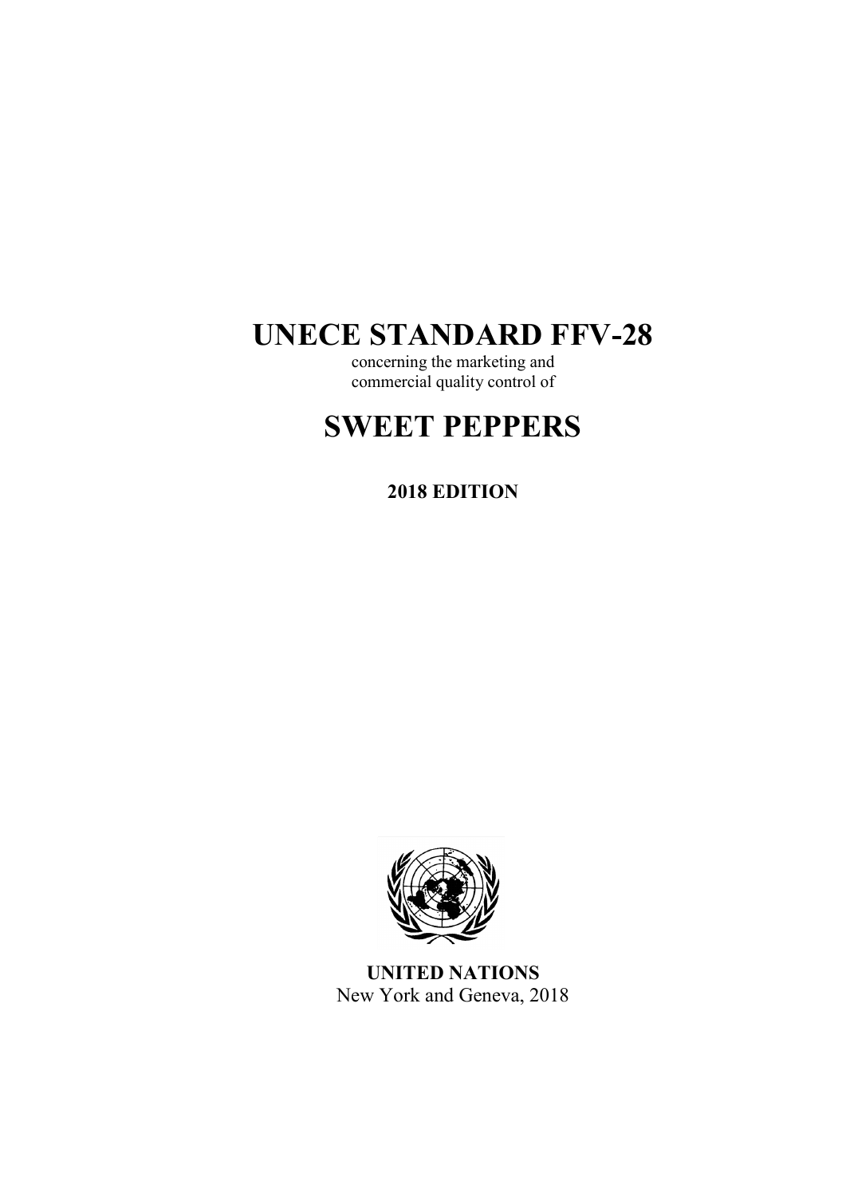# UNECE STANDARD FFV-28

concerning the marketing and
commercial quality control of

# SWEET PEPPERS

**2018 EDITION**

**UNITED NATIONS**
New York and Geneva, 2018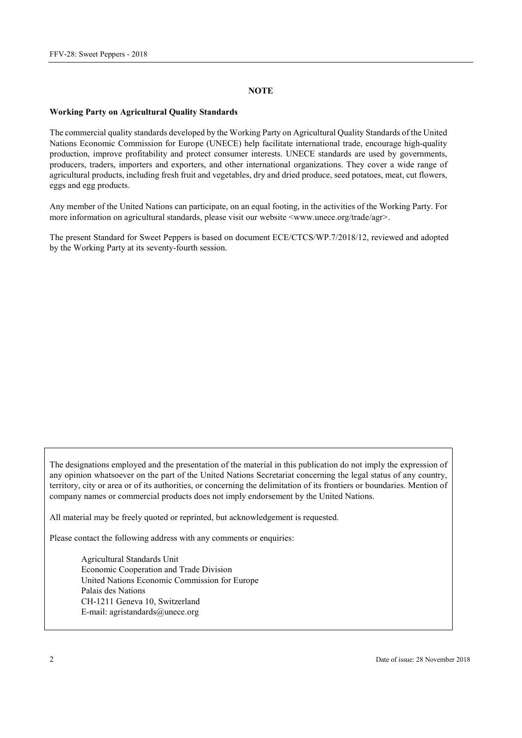## NOTE

**Working Party on Agricultural Quality Standards**

The commercial quality standards developed by the Working Party on Agricultural Quality Standards of the United Nations Economic Commission for Europe (UNECE) help facilitate international trade, encourage high-quality production, improve profitability and protect consumer interests. UNECE standards are used by governments, producers, traders, importers and exporters, and other international organizations. They cover a wide range of agricultural products, including fresh fruit and vegetables, dry and dried produce, seed potatoes, meat, cut flowers, eggs and egg products.

Any member of the United Nations can participate, on an equal footing, in the activities of the Working Party. For more information on agricultural standards, please visit our website <www.unece.org/trade/agr>.

The present Standard for Sweet Peppers is based on document ECE/CTCS/WP.7/2018/12, reviewed and adopted by the Working Party at its seventy-fourth session.

The designations employed and the presentation of the material in this publication do not imply the expression of any opinion whatsoever on the part of the United Nations Secretariat concerning the legal status of any country, territory, city or area or of its authorities, or concerning the delimitation of its frontiers or boundaries. Mention of company names or commercial products does not imply endorsement by the United Nations.

All material may be freely quoted or reprinted, but acknowledgement is requested.

Please contact the following address with any comments or enquiries:

Agricultural Standards Unit
Economic Cooperation and Trade Division
United Nations Economic Commission for Europe
Palais des Nations
CH-1211 Geneva 10, Switzerland
E-mail: agristandards@unece.org

Date of issue: 28 November 2018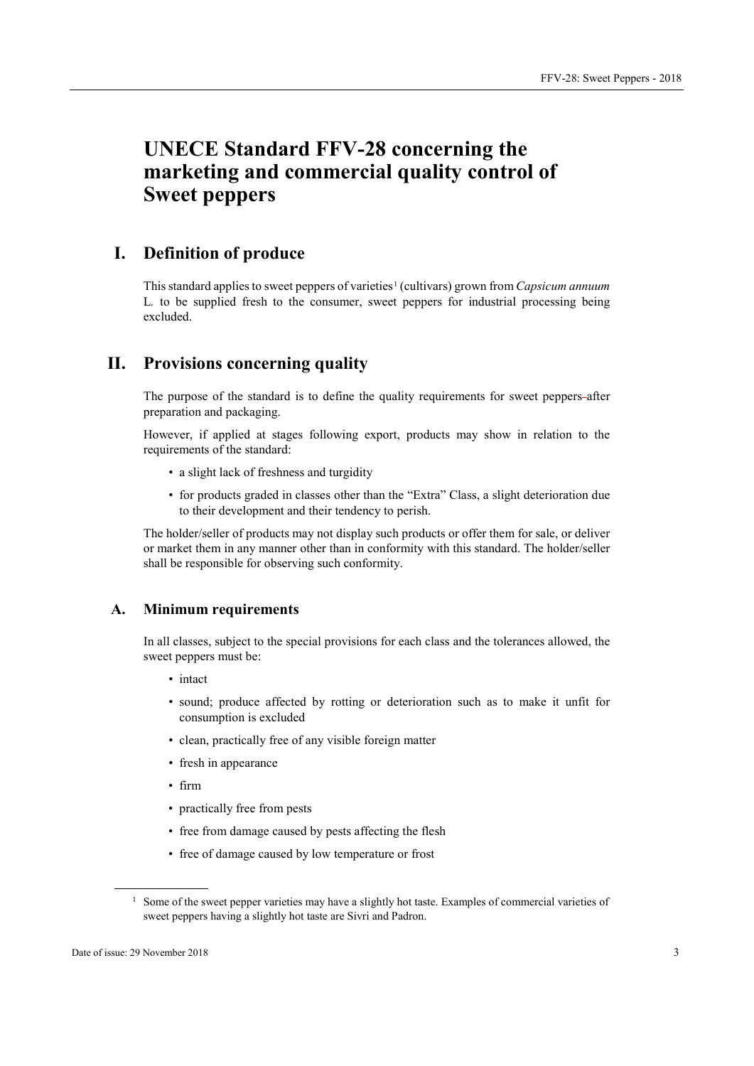# UNECE Standard FFV-28 concerning the marketing and commercial quality control of Sweet peppers

## I. Definition of produce

This standard applies to sweet peppers of varieties[1] (cultivars) grown from *Capsicum annuum* L. to be supplied fresh to the consumer, sweet peppers for industrial processing being excluded.

## II. Provisions concerning quality

The purpose of the standard is to define the quality requirements for sweet peppers after preparation and packaging.

However, if applied at stages following export, products may show in relation to the requirements of the standard:

- a slight lack of freshness and turgidity
- for products graded in classes other than the "Extra" Class, a slight deterioration due to their development and their tendency to perish.

The holder/seller of products may not display such products or offer them for sale, or deliver or market them in any manner other than in conformity with this standard. The holder/seller shall be responsible for observing such conformity.

### A. Minimum requirements

In all classes, subject to the special provisions for each class and the tolerances allowed, the sweet peppers must be:

- intact
- sound; produce affected by rotting or deterioration such as to make it unfit for consumption is excluded
- clean, practically free of any visible foreign matter
- fresh in appearance
- firm
- practically free from pests
- free from damage caused by pests affecting the flesh
- free of damage caused by low temperature or frost

[1] Some of the sweet pepper varieties may have a slightly hot taste. Examples of commercial varieties of sweet peppers having a slightly hot taste are Sivri and Padron.

Date of issue: 29 November 2018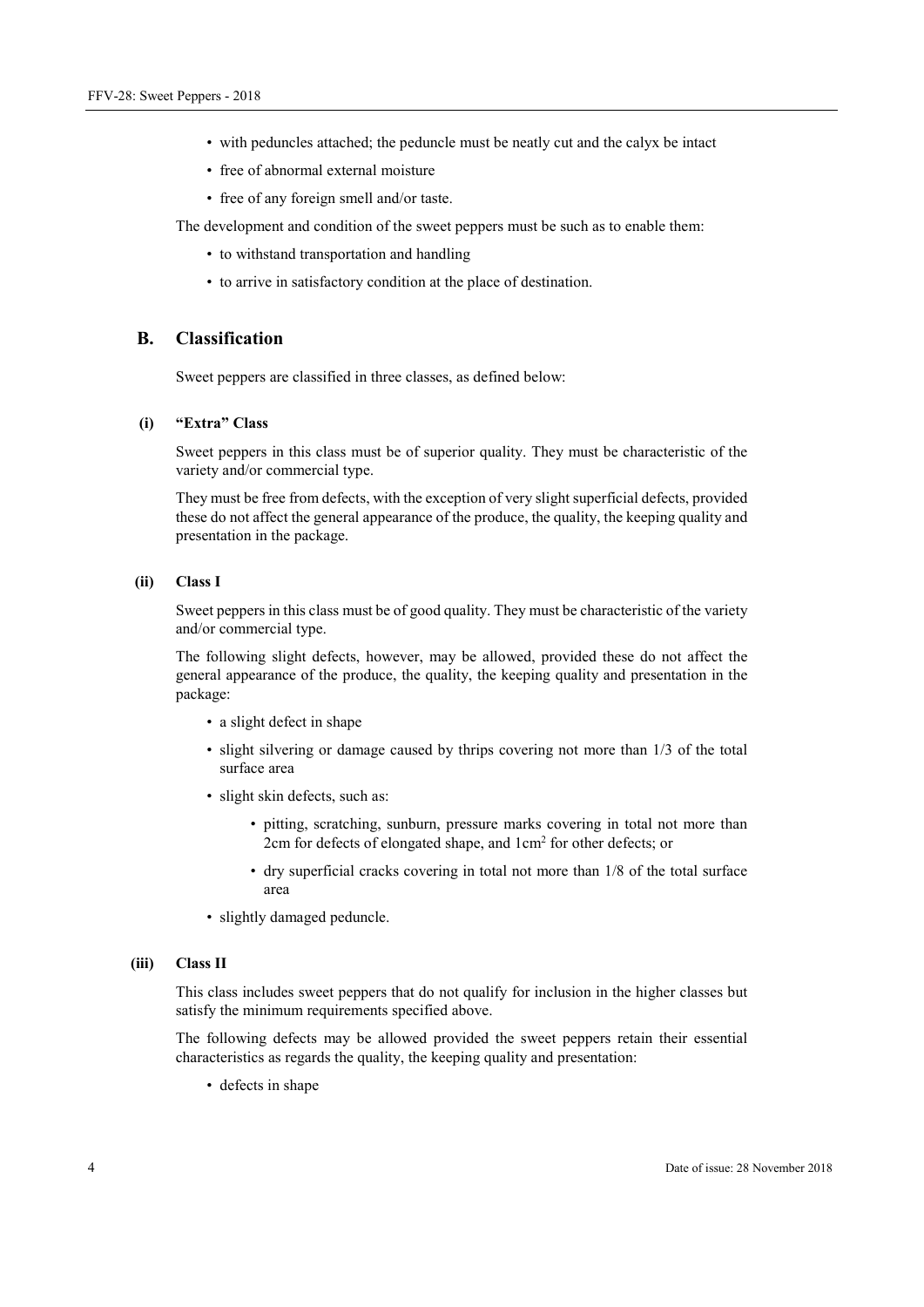- with peduncles attached; the peduncle must be neatly cut and the calyx be intact
- free of abnormal external moisture
- free of any foreign smell and/or taste.

The development and condition of the sweet peppers must be such as to enable them:

- to withstand transportation and handling
- to arrive in satisfactory condition at the place of destination.

## B. Classification

Sweet peppers are classified in three classes, as defined below:

### (i) "Extra" Class

Sweet peppers in this class must be of superior quality. They must be characteristic of the variety and/or commercial type.

They must be free from defects, with the exception of very slight superficial defects, provided these do not affect the general appearance of the produce, the quality, the keeping quality and presentation in the package.

### (ii) Class I

Sweet peppers in this class must be of good quality. They must be characteristic of the variety and/or commercial type.

The following slight defects, however, may be allowed, provided these do not affect the general appearance of the produce, the quality, the keeping quality and presentation in the package:

- a slight defect in shape
- slight silvering or damage caused by thrips covering not more than 1/3 of the total surface area
- slight skin defects, such as:
    - pitting, scratching, sunburn, pressure marks covering in total not more than 2cm for defects of elongated shape, and 1cm$^2$ for other defects; or
    - dry superficial cracks covering in total not more than 1/8 of the total surface area
- slightly damaged peduncle.

### (iii) Class II

This class includes sweet peppers that do not qualify for inclusion in the higher classes but satisfy the minimum requirements specified above.

The following defects may be allowed provided the sweet peppers retain their essential characteristics as regards the quality, the keeping quality and presentation:

- defects in shape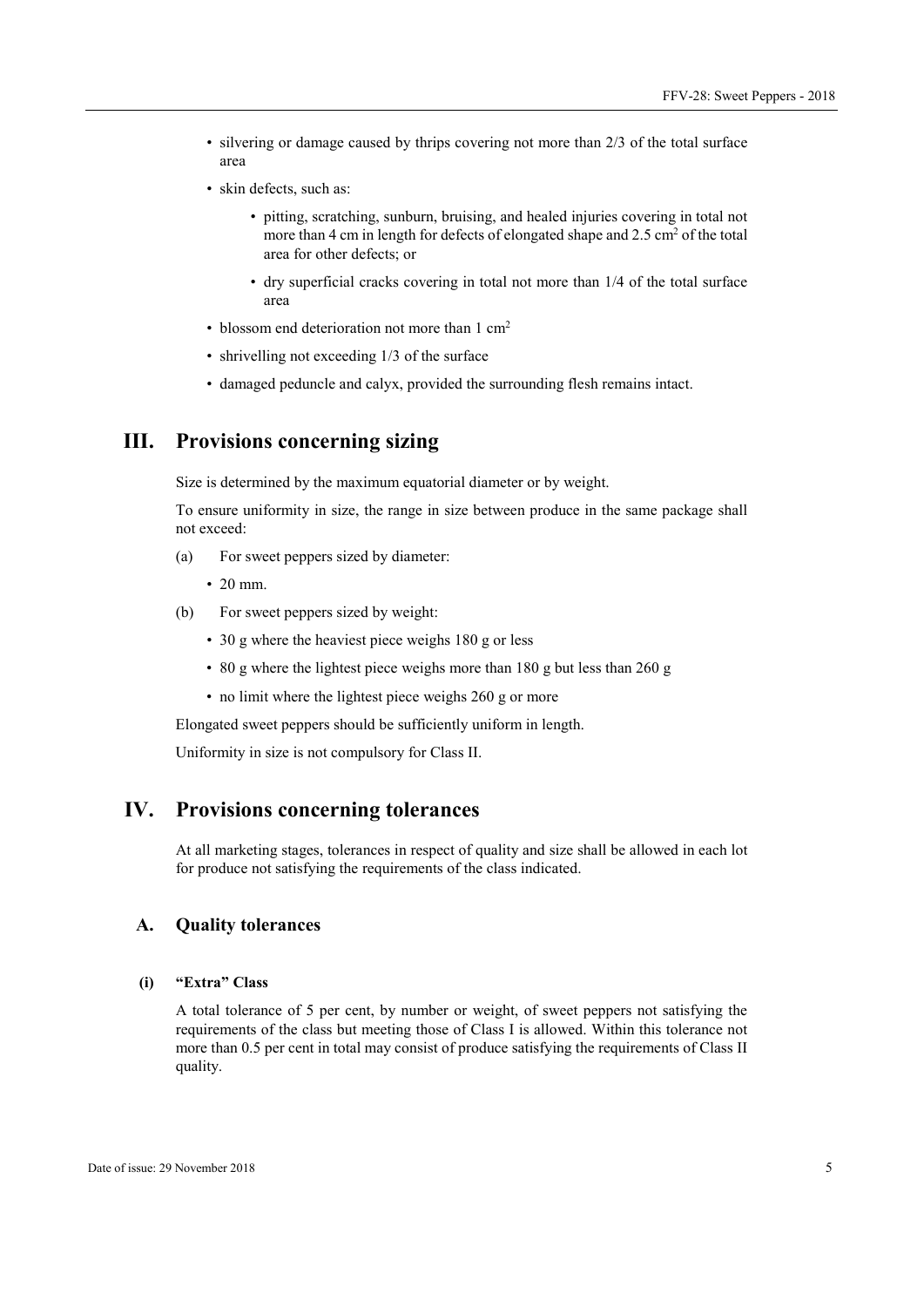- silvering or damage caused by thrips covering not more than 2/3 of the total surface area
- skin defects, such as:
  - pitting, scratching, sunburn, bruising, and healed injuries covering in total not more than 4 cm in length for defects of elongated shape and 2.5 $cm^2$ of the total area for other defects; or
  - dry superficial cracks covering in total not more than 1/4 of the total surface area
- blossom end deterioration not more than 1 $cm^2$
- shrivelling not exceeding 1/3 of the surface
- damaged peduncle and calyx, provided the surrounding flesh remains intact.

# III. Provisions concerning sizing

Size is determined by the maximum equatorial diameter or by weight.

To ensure uniformity in size, the range in size between produce in the same package shall not exceed:

(a) For sweet peppers sized by diameter:

- 20 mm.

(b) For sweet peppers sized by weight:

- 30 g where the heaviest piece weighs 180 g or less
- 80 g where the lightest piece weighs more than 180 g but less than 260 g
- no limit where the lightest piece weighs 260 g or more

Elongated sweet peppers should be sufficiently uniform in length.

Uniformity in size is not compulsory for Class II.

# IV. Provisions concerning tolerances

At all marketing stages, tolerances in respect of quality and size shall be allowed in each lot for produce not satisfying the requirements of the class indicated.

## A. Quality tolerances

### (i) "Extra" Class

A total tolerance of 5 per cent, by number or weight, of sweet peppers not satisfying the requirements of the class but meeting those of Class I is allowed. Within this tolerance not more than 0.5 per cent in total may consist of produce satisfying the requirements of Class II quality.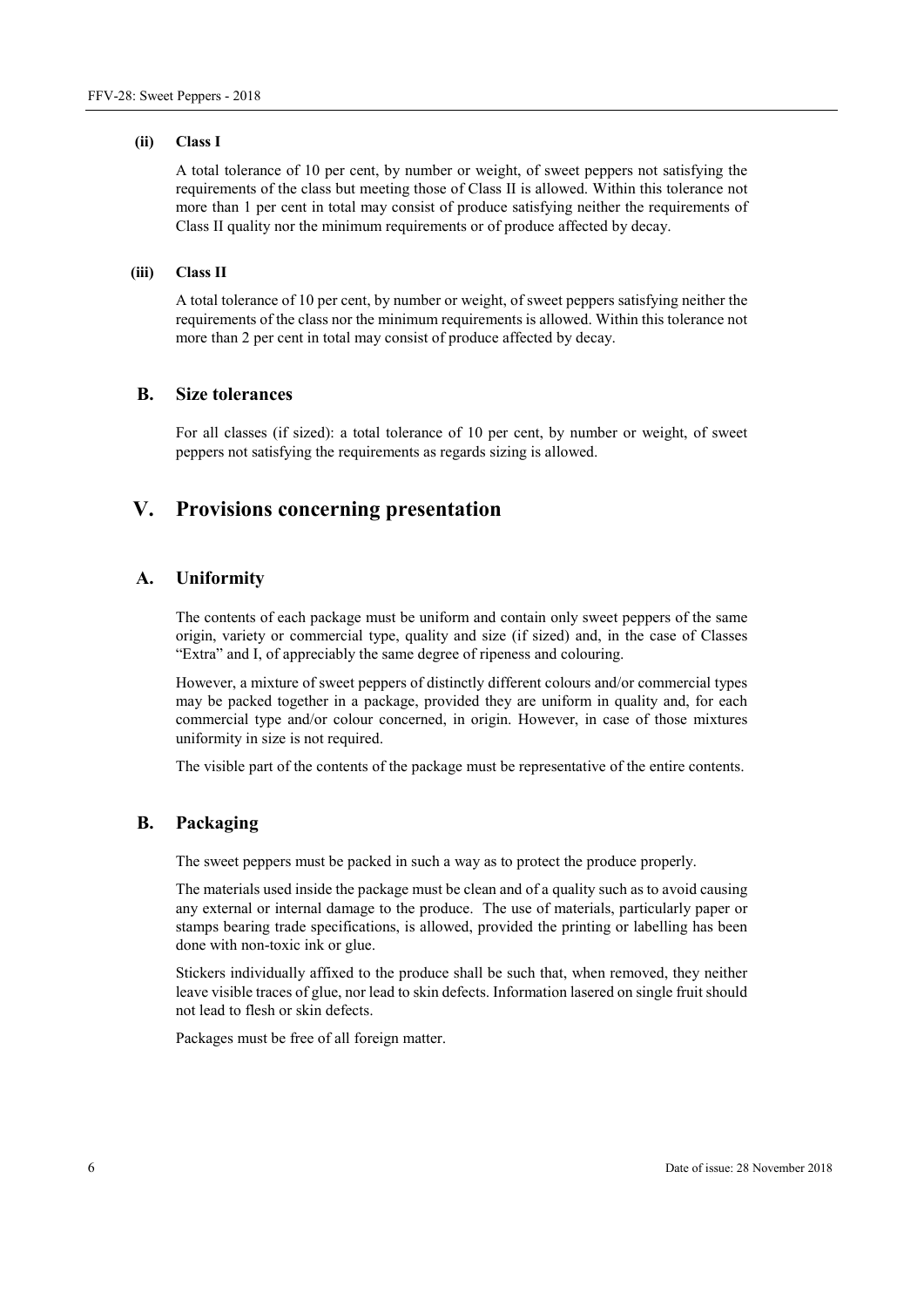#### (ii) Class I

A total tolerance of 10 per cent, by number or weight, of sweet peppers not satisfying the requirements of the class but meeting those of Class II is allowed. Within this tolerance not more than 1 per cent in total may consist of produce satisfying neither the requirements of Class II quality nor the minimum requirements or of produce affected by decay.

#### (iii) Class II

A total tolerance of 10 per cent, by number or weight, of sweet peppers satisfying neither the requirements of the class nor the minimum requirements is allowed. Within this tolerance not more than 2 per cent in total may consist of produce affected by decay.

### B. Size tolerances

For all classes (if sized): a total tolerance of 10 per cent, by number or weight, of sweet peppers not satisfying the requirements as regards sizing is allowed.

## V. Provisions concerning presentation

### A. Uniformity

The contents of each package must be uniform and contain only sweet peppers of the same origin, variety or commercial type, quality and size (if sized) and, in the case of Classes "Extra" and I, of appreciably the same degree of ripeness and colouring.

However, a mixture of sweet peppers of distinctly different colours and/or commercial types may be packed together in a package, provided they are uniform in quality and, for each commercial type and/or colour concerned, in origin. However, in case of those mixtures uniformity in size is not required.

The visible part of the contents of the package must be representative of the entire contents.

### B. Packaging

The sweet peppers must be packed in such a way as to protect the produce properly.

The materials used inside the package must be clean and of a quality such as to avoid causing any external or internal damage to the produce. The use of materials, particularly paper or stamps bearing trade specifications, is allowed, provided the printing or labelling has been done with non-toxic ink or glue.

Stickers individually affixed to the produce shall be such that, when removed, they neither leave visible traces of glue, nor lead to skin defects. Information lasered on single fruit should not lead to flesh or skin defects.

Packages must be free of all foreign matter.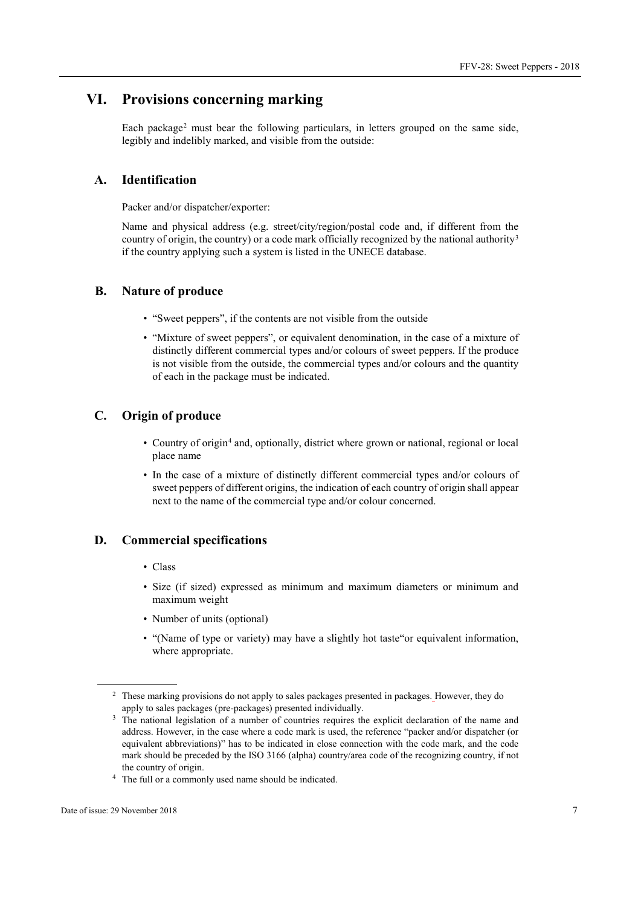# VI. Provisions concerning marking

Each package[2] must bear the following particulars, in letters grouped on the same side, legibly and indelibly marked, and visible from the outside:

## A. Identification

Packer and/or dispatcher/exporter:

Name and physical address (e.g. street/city/region/postal code and, if different from the country of origin, the country) or a code mark officially recognized by the national authority[3] if the country applying such a system is listed in the UNECE database.

## B. Nature of produce

- "Sweet peppers", if the contents are not visible from the outside
- "Mixture of sweet peppers", or equivalent denomination, in the case of a mixture of distinctly different commercial types and/or colours of sweet peppers. If the produce is not visible from the outside, the commercial types and/or colours and the quantity of each in the package must be indicated.

## C. Origin of produce

- Country of origin[4] and, optionally, district where grown or national, regional or local place name
- In the case of a mixture of distinctly different commercial types and/or colours of sweet peppers of different origins, the indication of each country of origin shall appear next to the name of the commercial type and/or colour concerned.

## D. Commercial specifications

- Class
- Size (if sized) expressed as minimum and maximum diameters or minimum and maximum weight
- Number of units (optional)
- "(Name of type or variety) may have a slightly hot taste"or equivalent information, where appropriate.

---

[2] These marking provisions do not apply to sales packages presented in packages. However, they do apply to sales packages (pre-packages) presented individually.

[3] The national legislation of a number of countries requires the explicit declaration of the name and address. However, in the case where a code mark is used, the reference "packer and/or dispatcher (or equivalent abbreviations)" has to be indicated in close connection with the code mark, and the code mark should be preceded by the ISO 3166 (alpha) country/area code of the recognizing country, if not the country of origin.

[4] The full or a commonly used name should be indicated.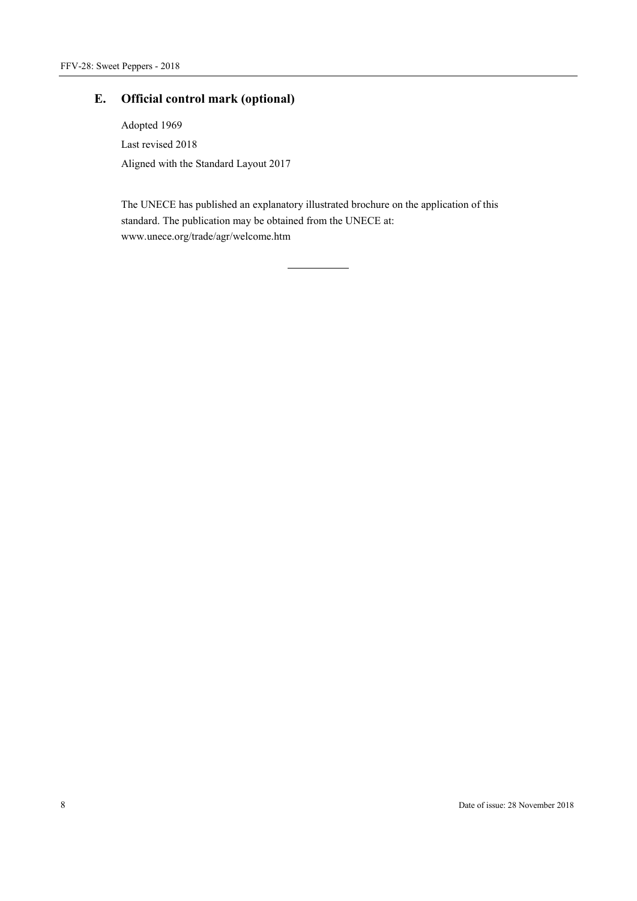## E. Official control mark (optional)

Adopted 1969

Last revised 2018

Aligned with the Standard Layout 2017

The UNECE has published an explanatory illustrated brochure on the application of this standard. The publication may be obtained from the UNECE at: www.unece.org/trade/agr/welcome.htm